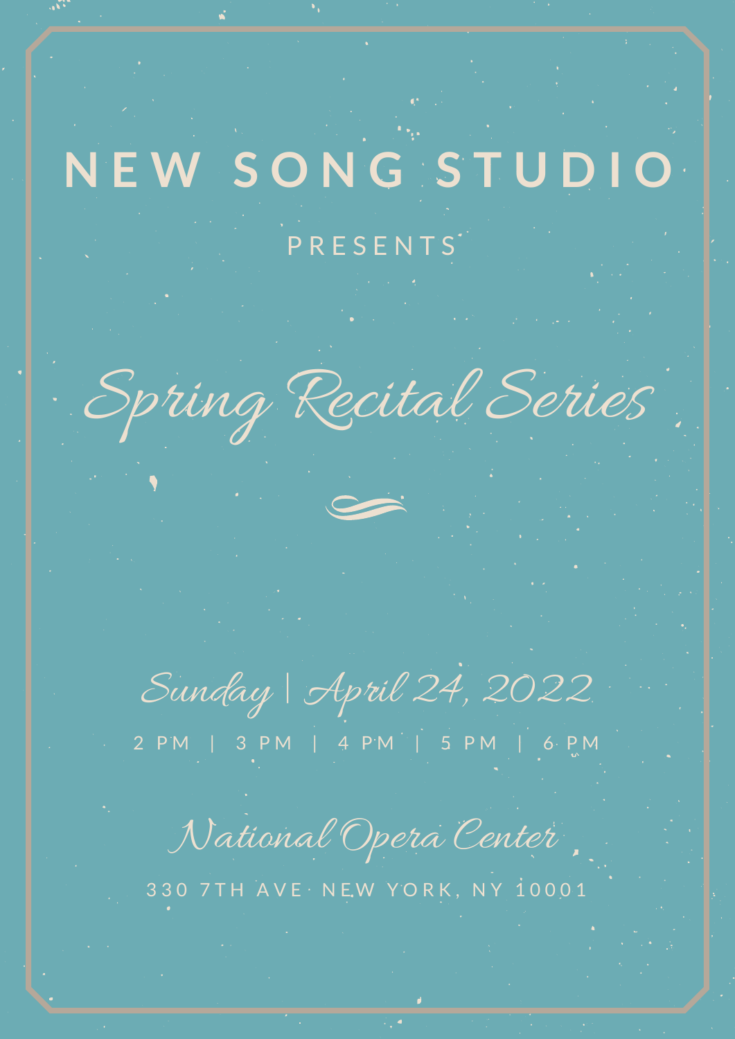# NEW SONG STUDIO

PRESENTS

## *Spring Recital Series*

*Sunday | April 24, 2022*

2 PM | 3 PM | 4 PM | 5 PM | 6 PM

*National Opera Center*

330 7TH AVE NEW YORK, NY 10001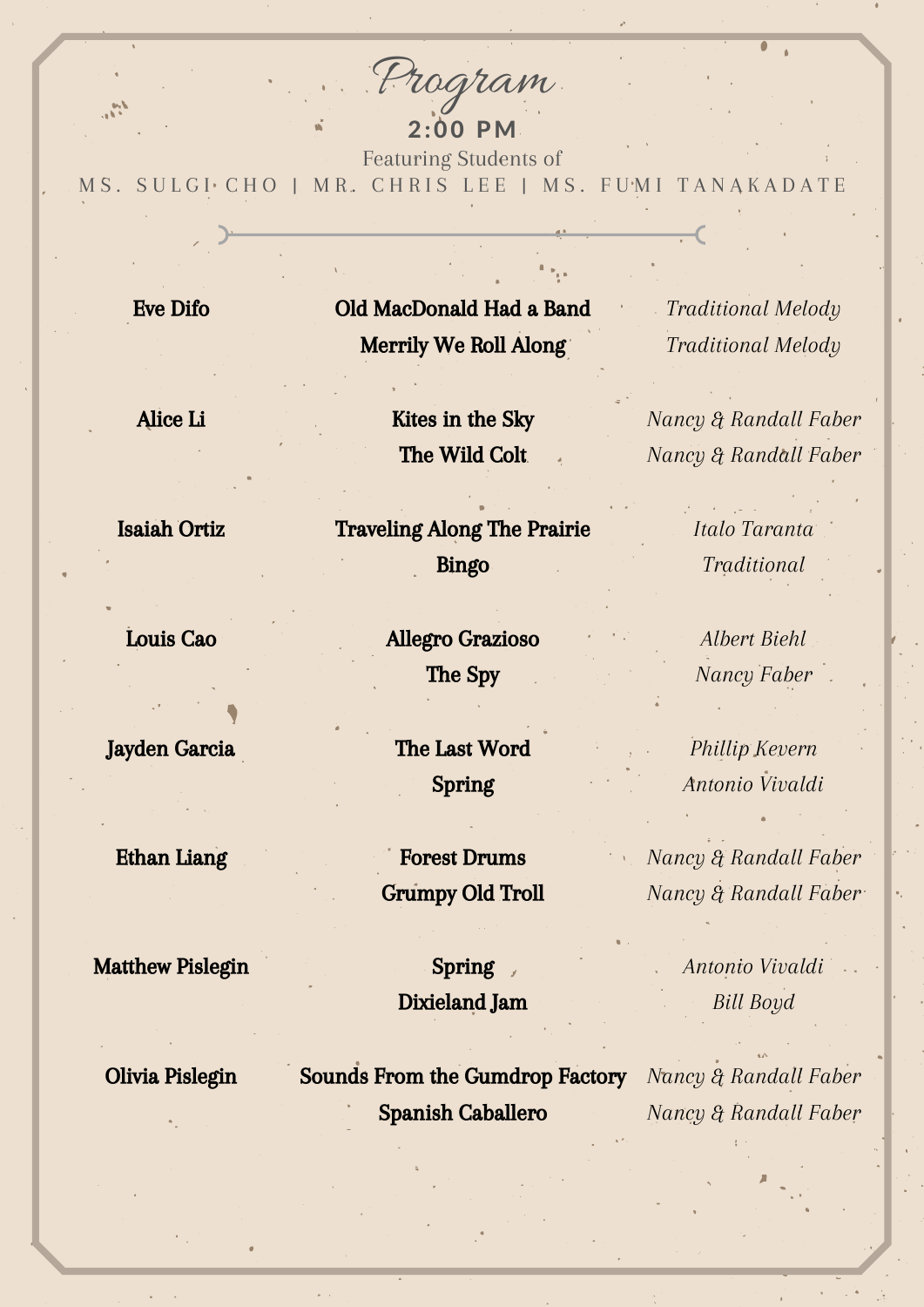# Program

**2:00 PM**

Featuring Students of

MS. SULGI CHO | MR. CHRIS LEE | MS. FUMI TANAKADATE

| Performer | Piece | Composer |
|---|---|---|
| **Eve Difo** | **Old MacDonald Had a Band** | *Traditional Melody* |
| | **Merrily We Roll Along** | *Traditional Melody* |
| **Alice Li** | **Kites in the Sky** | *Nancy & Randall Faber* |
| | **The Wild Colt** | *Nancy & Randall Faber* |
| **Isaiah Ortiz** | **Traveling Along The Prairie** | *Italo Taranta* |
| | **Bingo** | *Traditional* |
| **Louis Cao** | **Allegro Grazioso** | *Albert Biehl* |
| | **The Spy** | *Nancy Faber* |
| **Jayden Garcia** | **The Last Word** | *Phillip Kevern* |
| | **Spring** | *Antonio Vivaldi* |
| **Ethan Liang** | **Forest Drums** | *Nancy & Randall Faber* |
| | **Grumpy Old Troll** | *Nancy & Randall Faber* |
| **Matthew Pislegin** | **Spring** | *Antonio Vivaldi* |
| | **Dixieland Jam** | *Bill Boyd* |
| **Olivia Pislegin** | **Sounds From the Gumdrop Factory** | *Nancy & Randall Faber* |
| | **Spanish Caballero** | *Nancy & Randall Faber* |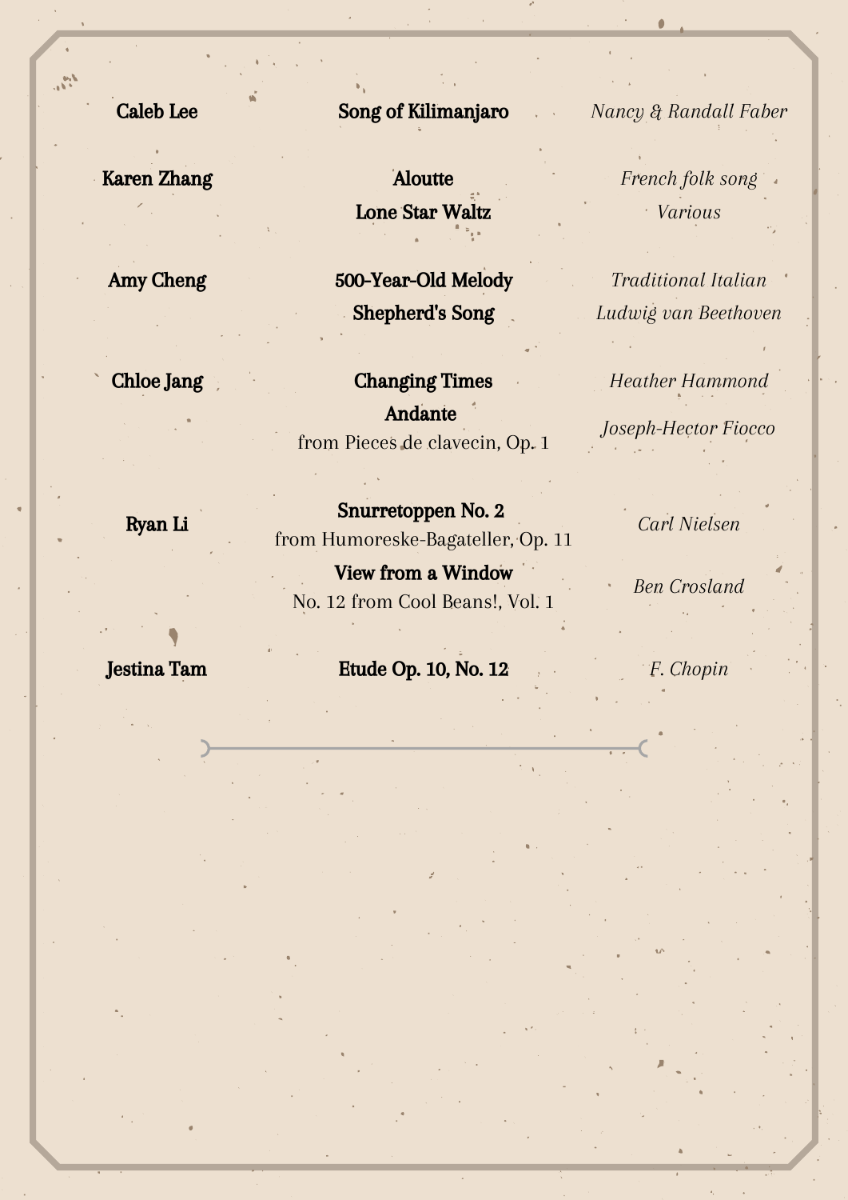| | | |
|---|---|---|
| **Caleb Lee** | **Song of Kilimanjaro** | *Nancy & Randall Faber* |
| **Karen Zhang** | **Aloutte**<br>**Lone Star Waltz** | *French folk song*<br>*Various* |
| **Amy Cheng** | **500-Year-Old Melody**<br>**Shepherd's Song** | *Traditional Italian*<br>*Ludwig van Beethoven* |
| **Chloe Jang** | **Changing Times**<br>**Andante**<br>from Pieces de clavecin, Op. 1 | *Heather Hammond*<br>*Joseph-Hector Fiocco* |
| **Ryan Li** | **Snurretoppen No. 2**<br>from Humoreske-Bagateller, Op. 11<br>**View from a Window**<br>No. 12 from Cool Beans!, Vol. 1 | *Carl Nielsen*<br>*Ben Crosland* |
| **Jestina Tam** | **Etude Op. 10, No. 12** | *F. Chopin* |